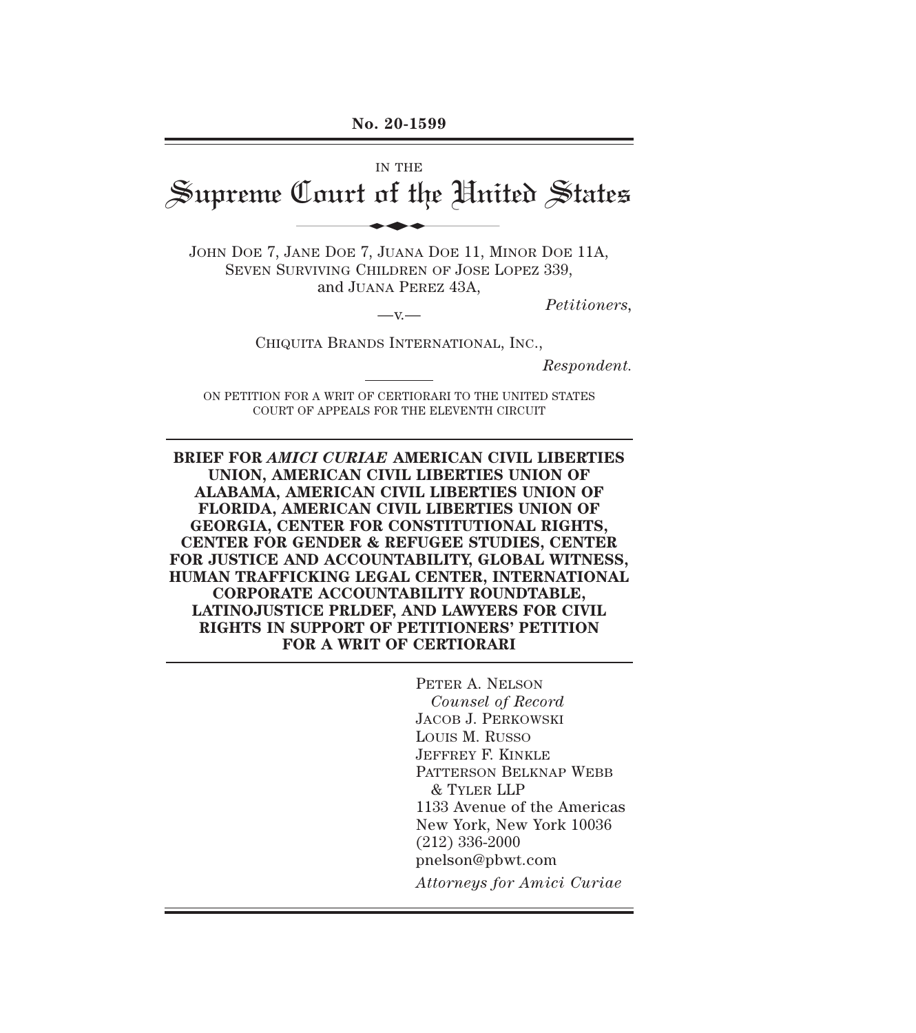No. 20-1599

IN THE

# Supreme Court of the United States

JOHN DOE 7, JANE DOE 7, JUANA DOE 11, MINOR DOE 11A, SEVEN SURVIVING CHILDREN OF JOSE LOPEZ 339, and JUANA PEREZ 43A,

*Petitioners*,

—v.—

CHIQUITA BRANDS INTERNATIONAL, INC.,

*Respondent.*

ON PETITION FOR A WRIT OF CERTIORARI TO THE UNITED STATES COURT OF APPEALS FOR THE ELEVENTH CIRCUIT

**BRIEF FOR *AMICI CURIAE* AMERICAN CIVIL LIBERTIES UNION, AMERICAN CIVIL LIBERTIES UNION OF ALABAMA, AMERICAN CIVIL LIBERTIES UNION OF FLORIDA, AMERICAN CIVIL LIBERTIES UNION OF GEORGIA, CENTER FOR CONSTITUTIONAL RIGHTS, CENTER FOR GENDER & REFUGEE STUDIES, CENTER FOR JUSTICE AND ACCOUNTABILITY, GLOBAL WITNESS, HUMAN TRAFFICKING LEGAL CENTER, INTERNATIONAL CORPORATE ACCOUNTABILITY ROUNDTABLE, LATINOJUSTICE PRLDEF, AND LAWYERS FOR CIVIL RIGHTS IN SUPPORT OF PETITIONERS' PETITION FOR A WRIT OF CERTIORARI**

PETER A. NELSON
*Counsel of Record*
JACOB J. PERKOWSKI
LOUIS M. RUSSO
JEFFREY F. KINKLE
PATTERSON BELKNAP WEBB & TYLER LLP
1133 Avenue of the Americas
New York, New York 10036
(212) 336-2000
pnelson@pbwt.com

*Attorneys for Amici Curiae*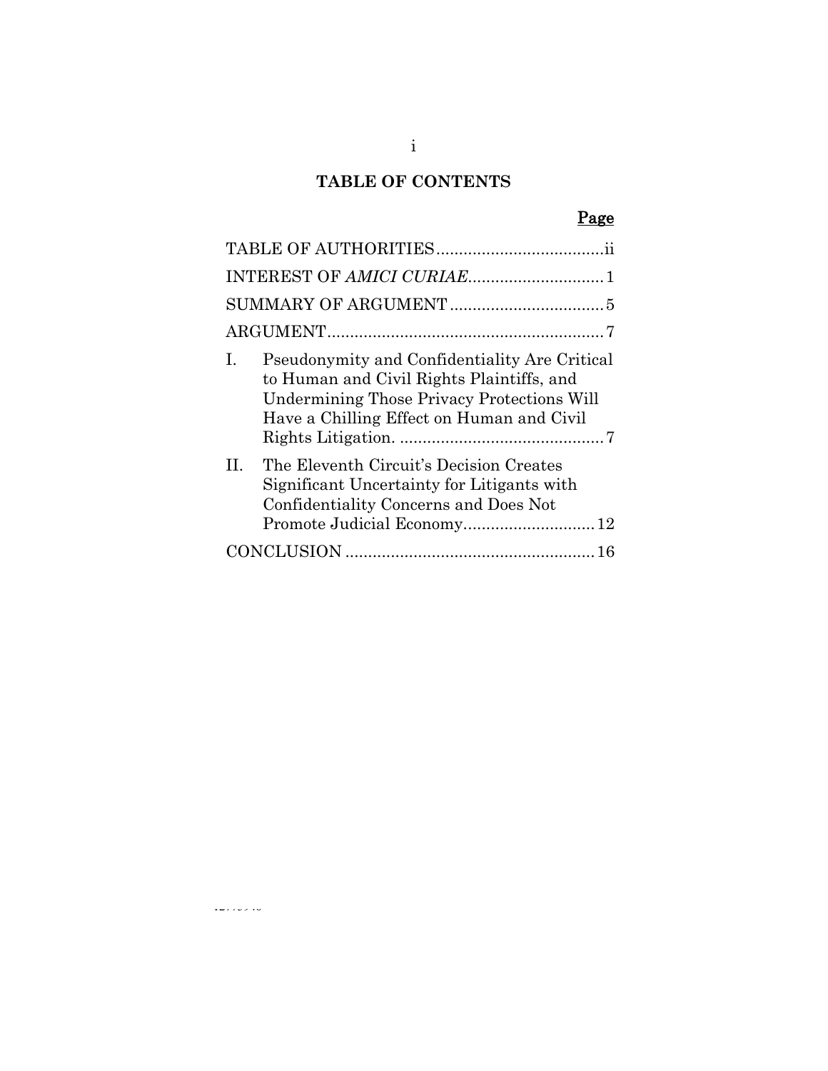# TABLE OF CONTENTS

| | Page |
|---|---|
| TABLE OF AUTHORITIES | ii |
| INTEREST OF *AMICI CURIAE* | 1 |
| SUMMARY OF ARGUMENT | 5 |
| ARGUMENT | 7 |
| I. Pseudonymity and Confidentiality Are Critical to Human and Civil Rights Plaintiffs, and Undermining Those Privacy Protections Will Have a Chilling Effect on Human and Civil Rights Litigation. | 7 |
| II. The Eleventh Circuit's Decision Creates Significant Uncertainty for Litigants with Confidentiality Concerns and Does Not Promote Judicial Economy | 12 |
| CONCLUSION | 16 |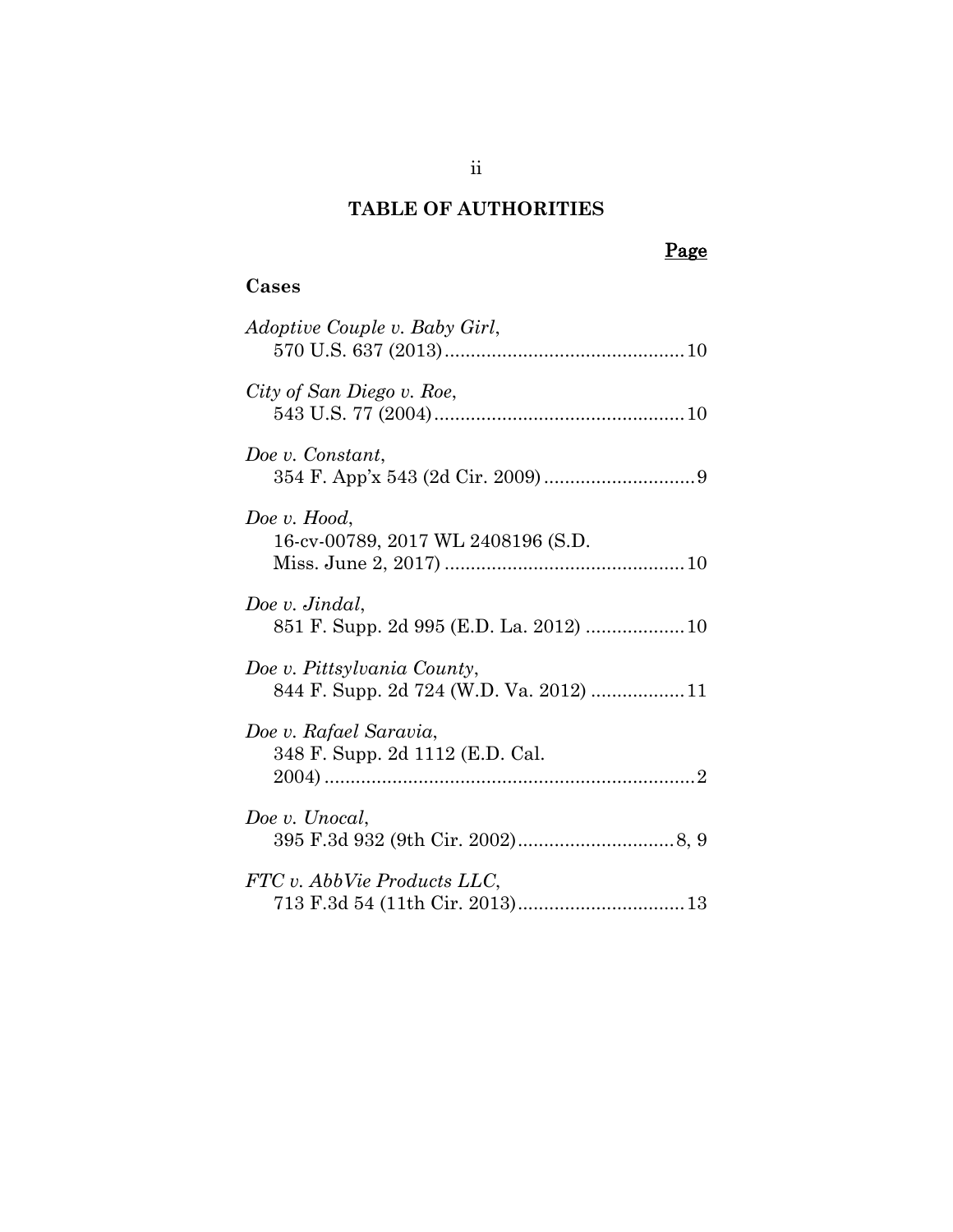## TABLE OF AUTHORITIES

Page

### Cases

*Adoptive Couple v. Baby Girl*,
570 U.S. 637 (2013) .......... 10

*City of San Diego v. Roe*,
543 U.S. 77 (2004) .......... 10

*Doe v. Constant*,
354 F. App'x 543 (2d Cir. 2009) .......... 9

*Doe v. Hood*,
16-cv-00789, 2017 WL 2408196 (S.D. Miss. June 2, 2017) .......... 10

*Doe v. Jindal*,
851 F. Supp. 2d 995 (E.D. La. 2012) .......... 10

*Doe v. Pittsylvania County*,
844 F. Supp. 2d 724 (W.D. Va. 2012) .......... 11

*Doe v. Rafael Saravia*,
348 F. Supp. 2d 1112 (E.D. Cal. 2004) .......... 2

*Doe v. Unocal*,
395 F.3d 932 (9th Cir. 2002) .......... 8, 9

*FTC v. AbbVie Products LLC*,
713 F.3d 54 (11th Cir. 2013) .......... 13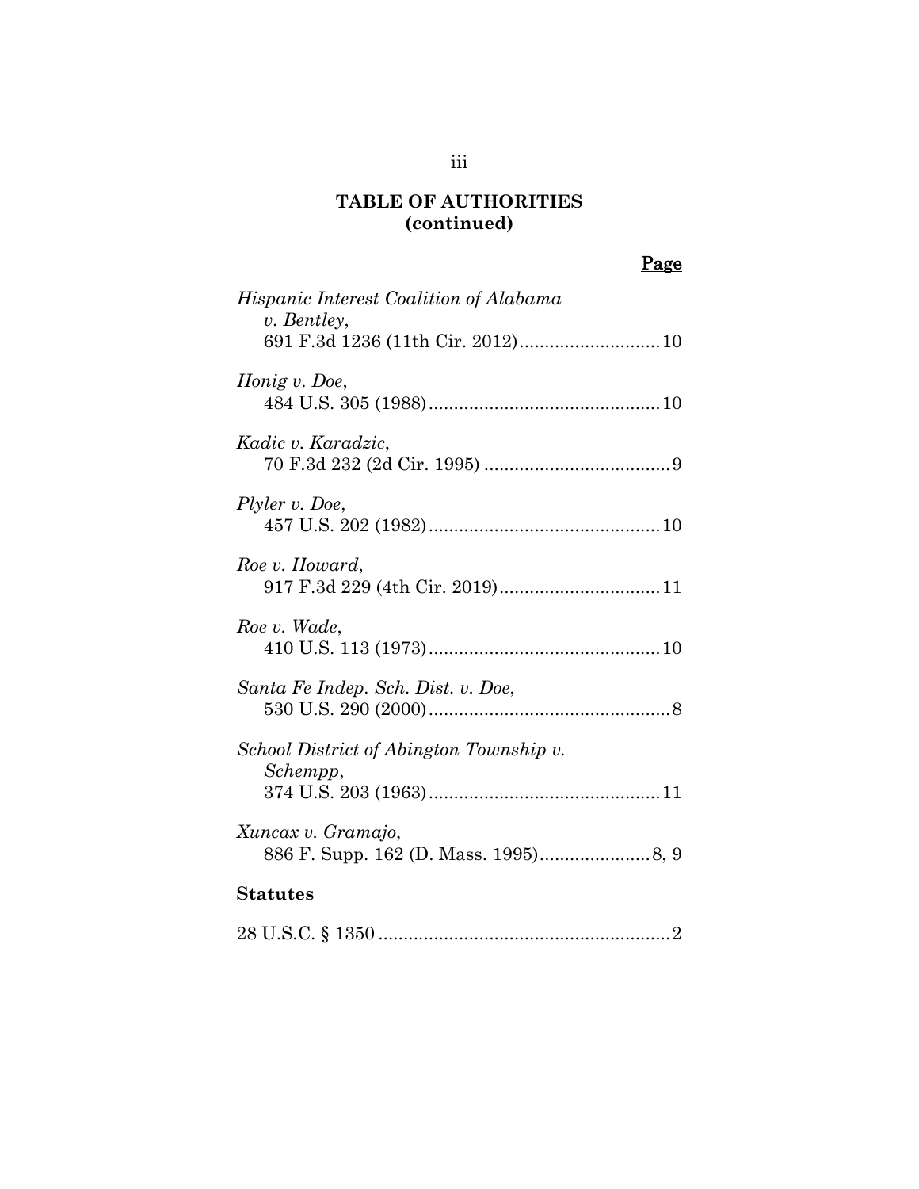# TABLE OF AUTHORITIES (continued)

**Page**

*Hispanic Interest Coalition of Alabama v. Bentley*,
691 F.3d 1236 (11th Cir. 2012)............................10

*Honig v. Doe*,
484 U.S. 305 (1988)..............................................10

*Kadic v. Karadzic*,
70 F.3d 232 (2d Cir. 1995) .....................................9

*Plyler v. Doe*,
457 U.S. 202 (1982)..............................................10

*Roe v. Howard*,
917 F.3d 229 (4th Cir. 2019)................................11

*Roe v. Wade*,
410 U.S. 113 (1973)..............................................10

*Santa Fe Indep. Sch. Dist. v. Doe*,
530 U.S. 290 (2000)................................................8

*School District of Abington Township v. Schempp*,
374 U.S. 203 (1963)..............................................11

*Xuncax v. Gramajo*,
886 F. Supp. 162 (D. Mass. 1995)......................8, 9

**Statutes**

28 U.S.C. § 1350 ..........................................................2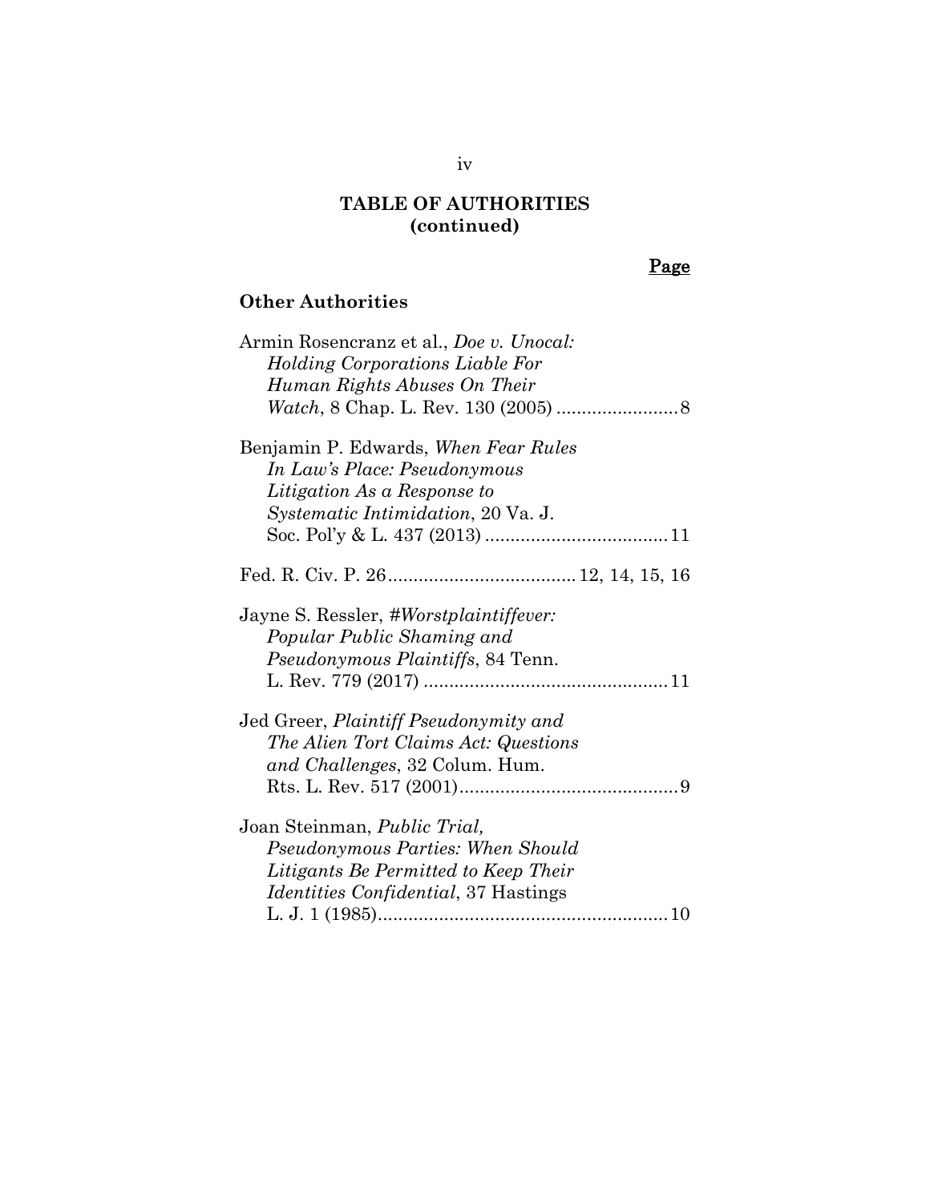## TABLE OF AUTHORITIES (continued)

**Page**

### Other Authorities

Armin Rosencranz et al., *Doe v. Unocal: Holding Corporations Liable For Human Rights Abuses On Their Watch*, 8 Chap. L. Rev. 130 (2005) ........................ 8

Benjamin P. Edwards, *When Fear Rules In Law's Place: Pseudonymous Litigation As a Response to Systematic Intimidation*, 20 Va. J. Soc. Pol'y & L. 437 (2013) .................................... 11

Fed. R. Civ. P. 26 ..................................... 12, 14, 15, 16

Jayne S. Ressler, *#Worstplaintiffever: Popular Public Shaming and Pseudonymous Plaintiffs*, 84 Tenn. L. Rev. 779 (2017) ................................................ 11

Jed Greer, *Plaintiff Pseudonymity and The Alien Tort Claims Act: Questions and Challenges*, 32 Colum. Hum. Rts. L. Rev. 517 (2001) ........................................... 9

Joan Steinman, *Public Trial, Pseudonymous Parties: When Should Litigants Be Permitted to Keep Their Identities Confidential*, 37 Hastings L. J. 1 (1985) ......................................................... 10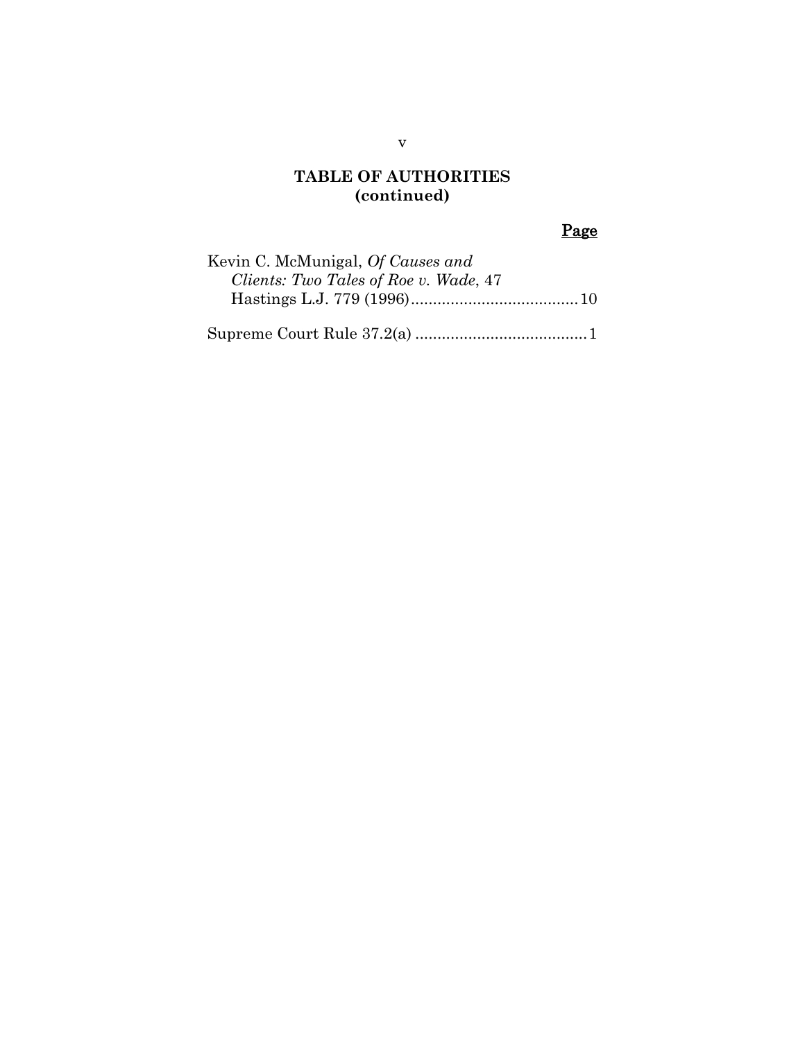## TABLE OF AUTHORITIES (continued)

**Page**

Kevin C. McMunigal, *Of Causes and Clients: Two Tales of Roe v. Wade*, 47 Hastings L.J. 779 (1996) ...................................... 10

Supreme Court Rule 37.2(a) ....................................... 1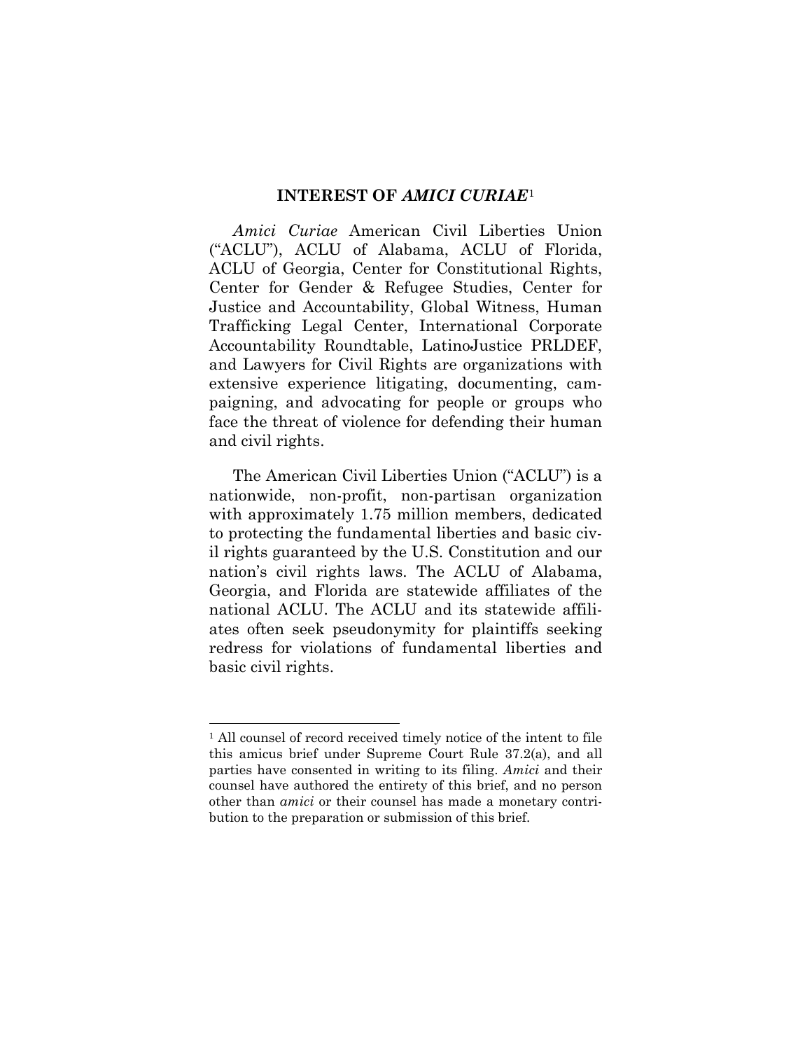## INTEREST OF *AMICI CURIAE*[1]

*Amici Curiae* American Civil Liberties Union ("ACLU"), ACLU of Alabama, ACLU of Florida, ACLU of Georgia, Center for Constitutional Rights, Center for Gender & Refugee Studies, Center for Justice and Accountability, Global Witness, Human Trafficking Legal Center, International Corporate Accountability Roundtable, LatinoJustice PRLDEF, and Lawyers for Civil Rights are organizations with extensive experience litigating, documenting, campaigning, and advocating for people or groups who face the threat of violence for defending their human and civil rights.

The American Civil Liberties Union ("ACLU") is a nationwide, non-profit, non-partisan organization with approximately 1.75 million members, dedicated to protecting the fundamental liberties and basic civil rights guaranteed by the U.S. Constitution and our nation's civil rights laws. The ACLU of Alabama, Georgia, and Florida are statewide affiliates of the national ACLU. The ACLU and its statewide affiliates often seek pseudonymity for plaintiffs seeking redress for violations of fundamental liberties and basic civil rights.

---

[1] All counsel of record received timely notice of the intent to file this amicus brief under Supreme Court Rule 37.2(a), and all parties have consented in writing to its filing. *Amici* and their counsel have authored the entirety of this brief, and no person other than *amici* or their counsel has made a monetary contribution to the preparation or submission of this brief.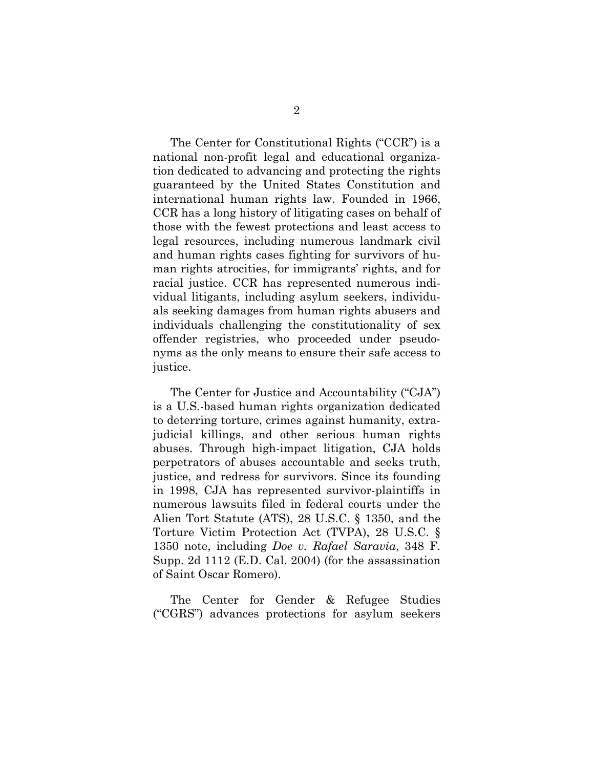The Center for Constitutional Rights ("CCR") is a national non-profit legal and educational organization dedicated to advancing and protecting the rights guaranteed by the United States Constitution and international human rights law. Founded in 1966, CCR has a long history of litigating cases on behalf of those with the fewest protections and least access to legal resources, including numerous landmark civil and human rights cases fighting for survivors of human rights atrocities, for immigrants' rights, and for racial justice. CCR has represented numerous individual litigants, including asylum seekers, individuals seeking damages from human rights abusers and individuals challenging the constitutionality of sex offender registries, who proceeded under pseudonyms as the only means to ensure their safe access to justice.

The Center for Justice and Accountability ("CJA") is a U.S.-based human rights organization dedicated to deterring torture, crimes against humanity, extrajudicial killings, and other serious human rights abuses. Through high-impact litigation, CJA holds perpetrators of abuses accountable and seeks truth, justice, and redress for survivors. Since its founding in 1998, CJA has represented survivor-plaintiffs in numerous lawsuits filed in federal courts under the Alien Tort Statute (ATS), 28 U.S.C. § 1350, and the Torture Victim Protection Act (TVPA), 28 U.S.C. § 1350 note, including *Doe v. Rafael Saravia*, 348 F. Supp. 2d 1112 (E.D. Cal. 2004) (for the assassination of Saint Oscar Romero).

The Center for Gender & Refugee Studies ("CGRS") advances protections for asylum seekers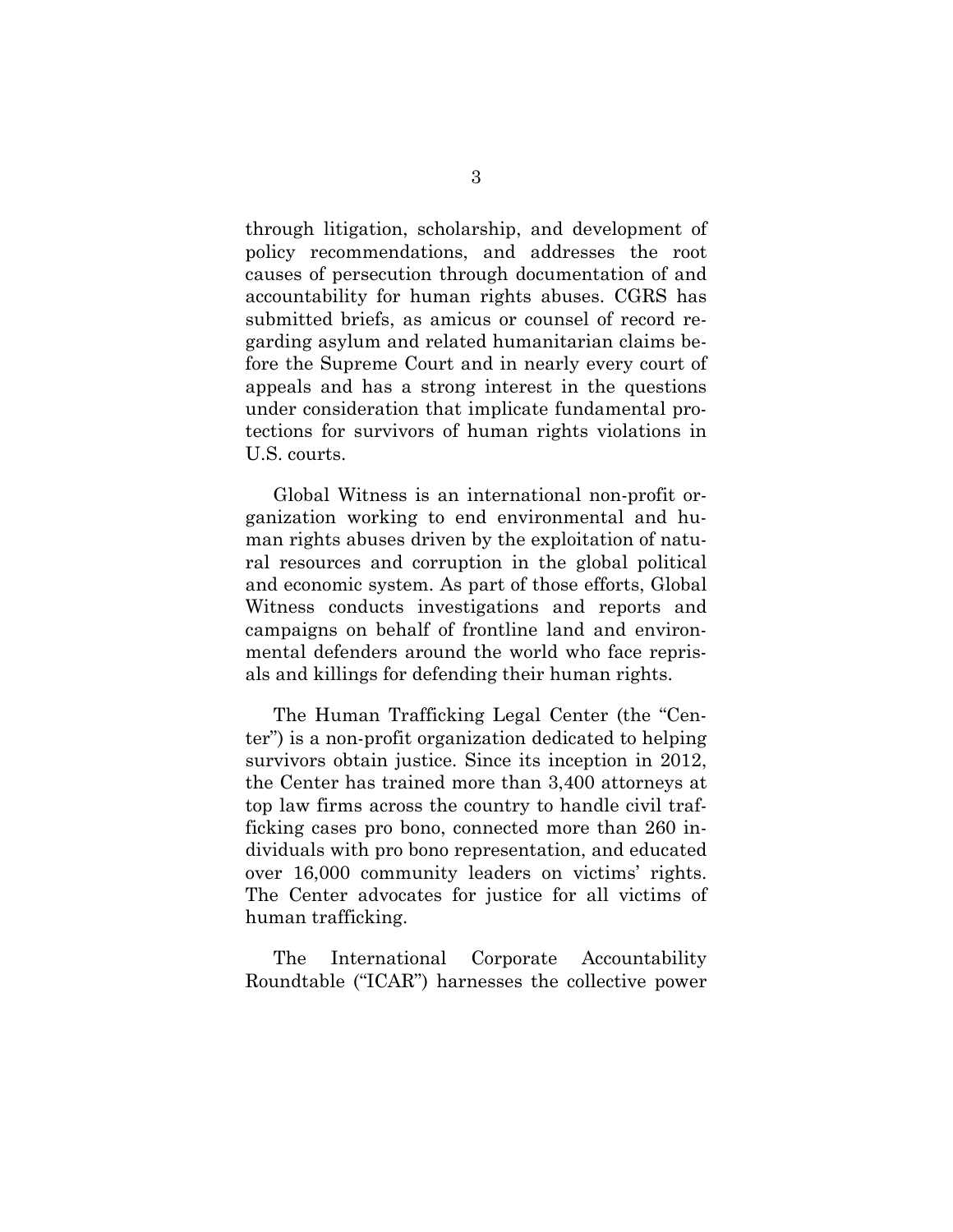through litigation, scholarship, and development of policy recommendations, and addresses the root causes of persecution through documentation of and accountability for human rights abuses. CGRS has submitted briefs, as amicus or counsel of record regarding asylum and related humanitarian claims before the Supreme Court and in nearly every court of appeals and has a strong interest in the questions under consideration that implicate fundamental protections for survivors of human rights violations in U.S. courts.

Global Witness is an international non-profit organization working to end environmental and human rights abuses driven by the exploitation of natural resources and corruption in the global political and economic system. As part of those efforts, Global Witness conducts investigations and reports and campaigns on behalf of frontline land and environmental defenders around the world who face reprisals and killings for defending their human rights.

The Human Trafficking Legal Center (the "Center") is a non-profit organization dedicated to helping survivors obtain justice. Since its inception in 2012, the Center has trained more than 3,400 attorneys at top law firms across the country to handle civil trafficking cases pro bono, connected more than 260 individuals with pro bono representation, and educated over 16,000 community leaders on victims' rights. The Center advocates for justice for all victims of human trafficking.

The International Corporate Accountability Roundtable ("ICAR") harnesses the collective power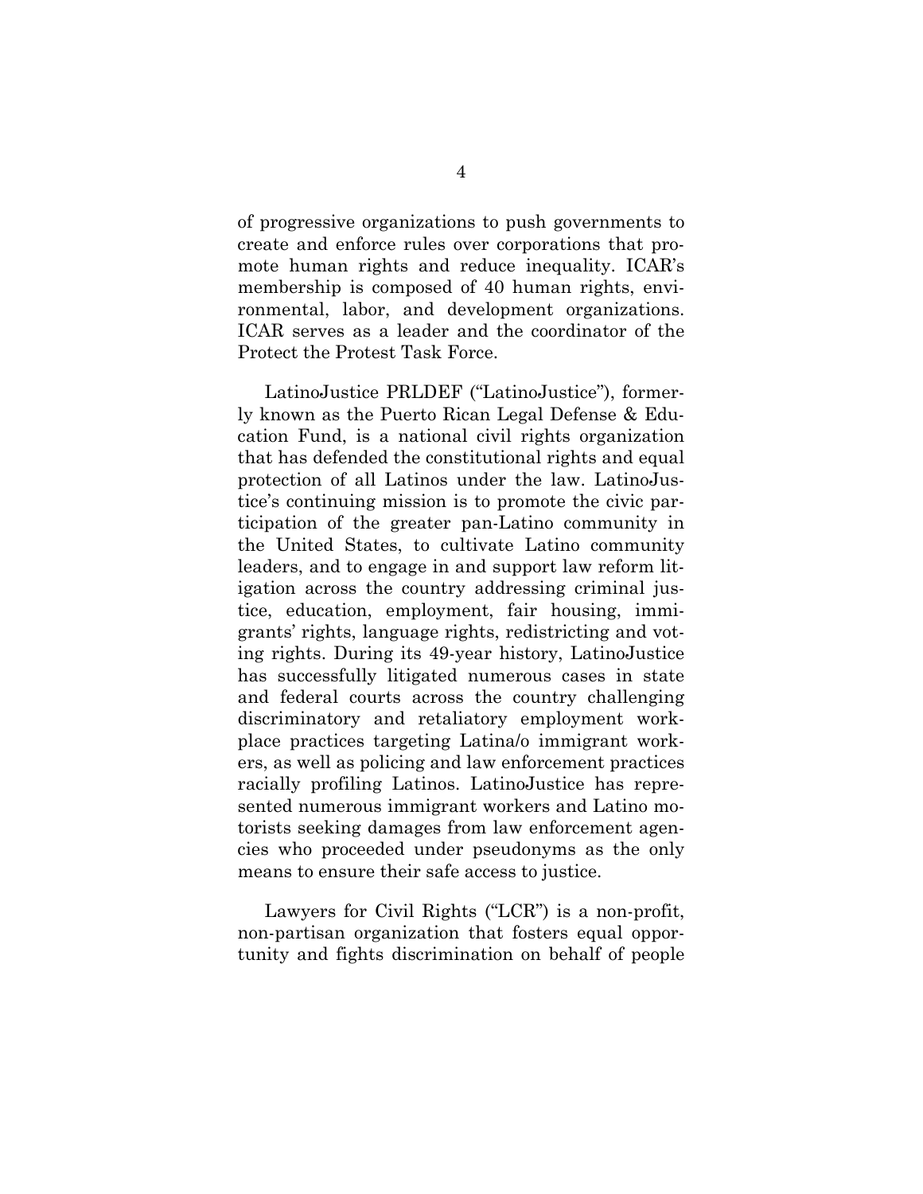of progressive organizations to push governments to create and enforce rules over corporations that promote human rights and reduce inequality. ICAR's membership is composed of 40 human rights, environmental, labor, and development organizations. ICAR serves as a leader and the coordinator of the Protect the Protest Task Force.

LatinoJustice PRLDEF ("LatinoJustice"), formerly known as the Puerto Rican Legal Defense & Education Fund, is a national civil rights organization that has defended the constitutional rights and equal protection of all Latinos under the law. LatinoJustice's continuing mission is to promote the civic participation of the greater pan-Latino community in the United States, to cultivate Latino community leaders, and to engage in and support law reform litigation across the country addressing criminal justice, education, employment, fair housing, immigrants' rights, language rights, redistricting and voting rights. During its 49-year history, LatinoJustice has successfully litigated numerous cases in state and federal courts across the country challenging discriminatory and retaliatory employment workplace practices targeting Latina/o immigrant workers, as well as policing and law enforcement practices racially profiling Latinos. LatinoJustice has represented numerous immigrant workers and Latino motorists seeking damages from law enforcement agencies who proceeded under pseudonyms as the only means to ensure their safe access to justice.

Lawyers for Civil Rights ("LCR") is a non-profit, non-partisan organization that fosters equal opportunity and fights discrimination on behalf of people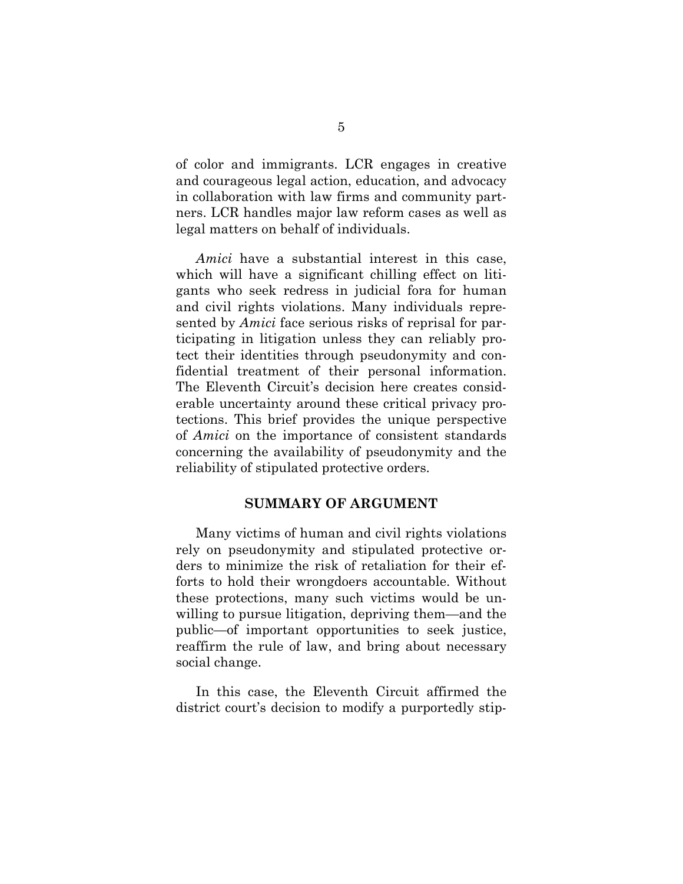of color and immigrants. LCR engages in creative and courageous legal action, education, and advocacy in collaboration with law firms and community partners. LCR handles major law reform cases as well as legal matters on behalf of individuals.

*Amici* have a substantial interest in this case, which will have a significant chilling effect on litigants who seek redress in judicial fora for human and civil rights violations. Many individuals represented by *Amici* face serious risks of reprisal for participating in litigation unless they can reliably protect their identities through pseudonymity and confidential treatment of their personal information. The Eleventh Circuit's decision here creates considerable uncertainty around these critical privacy protections. This brief provides the unique perspective of *Amici* on the importance of consistent standards concerning the availability of pseudonymity and the reliability of stipulated protective orders.

## SUMMARY OF ARGUMENT

Many victims of human and civil rights violations rely on pseudonymity and stipulated protective orders to minimize the risk of retaliation for their efforts to hold their wrongdoers accountable. Without these protections, many such victims would be unwilling to pursue litigation, depriving them—and the public—of important opportunities to seek justice, reaffirm the rule of law, and bring about necessary social change.

In this case, the Eleventh Circuit affirmed the district court's decision to modify a purportedly stip-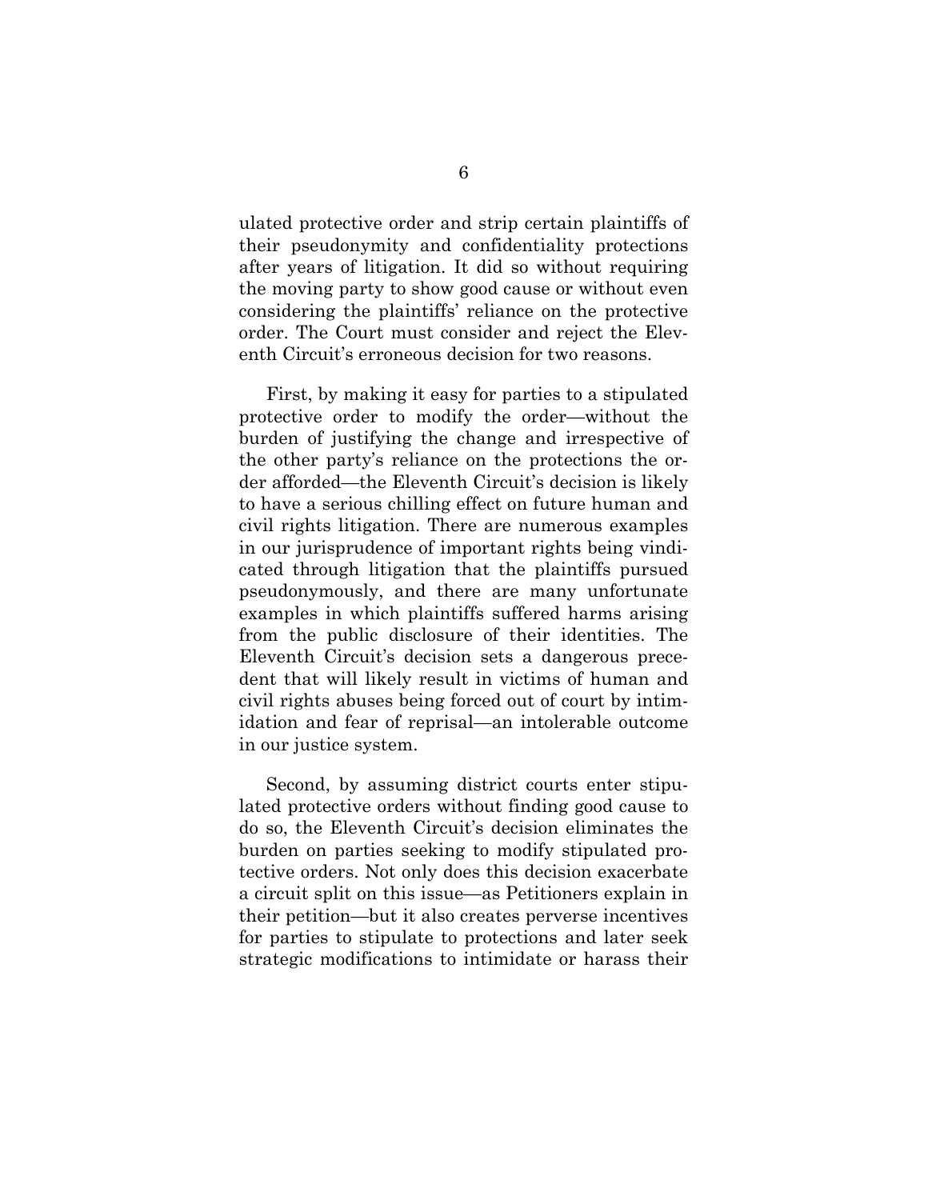ulated protective order and strip certain plaintiffs of their pseudonymity and confidentiality protections after years of litigation. It did so without requiring the moving party to show good cause or without even considering the plaintiffs' reliance on the protective order. The Court must consider and reject the Eleventh Circuit's erroneous decision for two reasons.

First, by making it easy for parties to a stipulated protective order to modify the order—without the burden of justifying the change and irrespective of the other party's reliance on the protections the order afforded—the Eleventh Circuit's decision is likely to have a serious chilling effect on future human and civil rights litigation. There are numerous examples in our jurisprudence of important rights being vindicated through litigation that the plaintiffs pursued pseudonymously, and there are many unfortunate examples in which plaintiffs suffered harms arising from the public disclosure of their identities. The Eleventh Circuit's decision sets a dangerous precedent that will likely result in victims of human and civil rights abuses being forced out of court by intimidation and fear of reprisal—an intolerable outcome in our justice system.

Second, by assuming district courts enter stipulated protective orders without finding good cause to do so, the Eleventh Circuit's decision eliminates the burden on parties seeking to modify stipulated protective orders. Not only does this decision exacerbate a circuit split on this issue—as Petitioners explain in their petition—but it also creates perverse incentives for parties to stipulate to protections and later seek strategic modifications to intimidate or harass their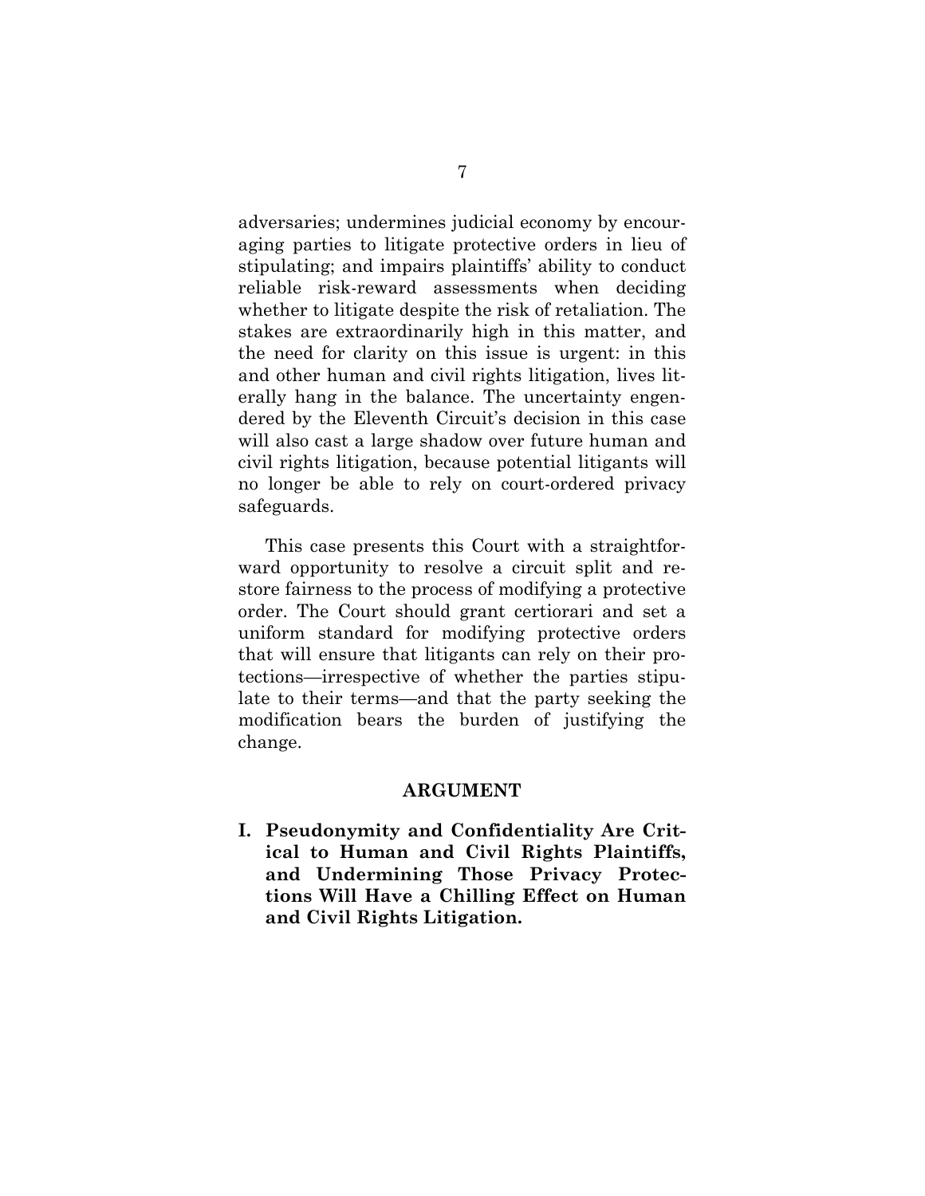adversaries; undermines judicial economy by encouraging parties to litigate protective orders in lieu of stipulating; and impairs plaintiffs' ability to conduct reliable risk-reward assessments when deciding whether to litigate despite the risk of retaliation. The stakes are extraordinarily high in this matter, and the need for clarity on this issue is urgent: in this and other human and civil rights litigation, lives literally hang in the balance. The uncertainty engendered by the Eleventh Circuit's decision in this case will also cast a large shadow over future human and civil rights litigation, because potential litigants will no longer be able to rely on court-ordered privacy safeguards.

This case presents this Court with a straightforward opportunity to resolve a circuit split and restore fairness to the process of modifying a protective order. The Court should grant certiorari and set a uniform standard for modifying protective orders that will ensure that litigants can rely on their protections—irrespective of whether the parties stipulate to their terms—and that the party seeking the modification bears the burden of justifying the change.

## ARGUMENT

### I. Pseudonymity and Confidentiality Are Critical to Human and Civil Rights Plaintiffs, and Undermining Those Privacy Protections Will Have a Chilling Effect on Human and Civil Rights Litigation.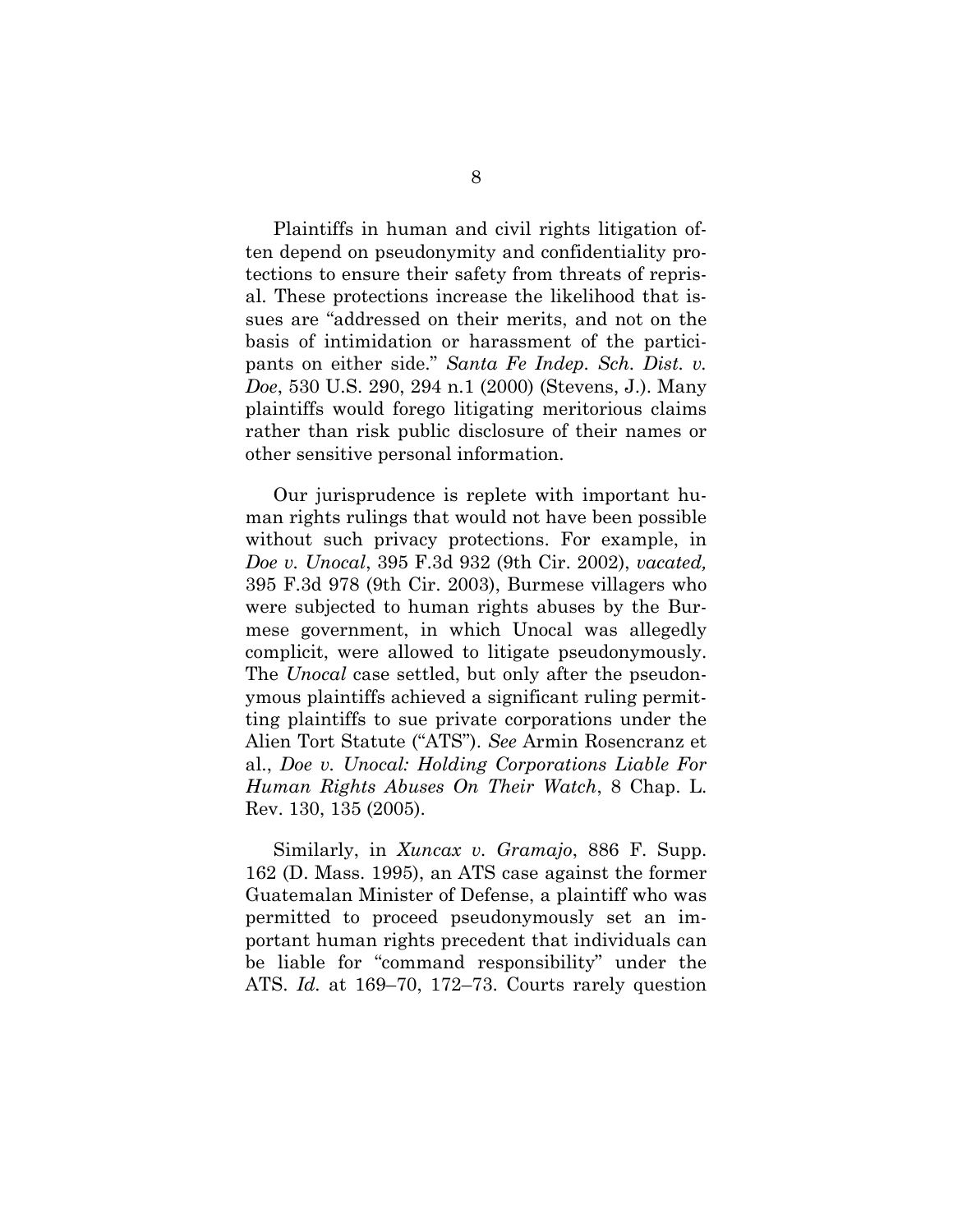Plaintiffs in human and civil rights litigation often depend on pseudonymity and confidentiality protections to ensure their safety from threats of reprisal. These protections increase the likelihood that issues are "addressed on their merits, and not on the basis of intimidation or harassment of the participants on either side." *Santa Fe Indep. Sch. Dist. v. Doe*, 530 U.S. 290, 294 n.1 (2000) (Stevens, J.). Many plaintiffs would forego litigating meritorious claims rather than risk public disclosure of their names or other sensitive personal information.

Our jurisprudence is replete with important human rights rulings that would not have been possible without such privacy protections. For example, in *Doe v. Unocal*, 395 F.3d 932 (9th Cir. 2002), *vacated,* 395 F.3d 978 (9th Cir. 2003), Burmese villagers who were subjected to human rights abuses by the Burmese government, in which Unocal was allegedly complicit, were allowed to litigate pseudonymously. The *Unocal* case settled, but only after the pseudonymous plaintiffs achieved a significant ruling permitting plaintiffs to sue private corporations under the Alien Tort Statute ("ATS"). *See* Armin Rosencranz et al., *Doe v. Unocal: Holding Corporations Liable For Human Rights Abuses On Their Watch*, 8 Chap. L. Rev. 130, 135 (2005).

Similarly, in *Xuncax v. Gramajo*, 886 F. Supp. 162 (D. Mass. 1995), an ATS case against the former Guatemalan Minister of Defense, a plaintiff who was permitted to proceed pseudonymously set an important human rights precedent that individuals can be liable for "command responsibility" under the ATS. *Id.* at 169–70, 172–73. Courts rarely question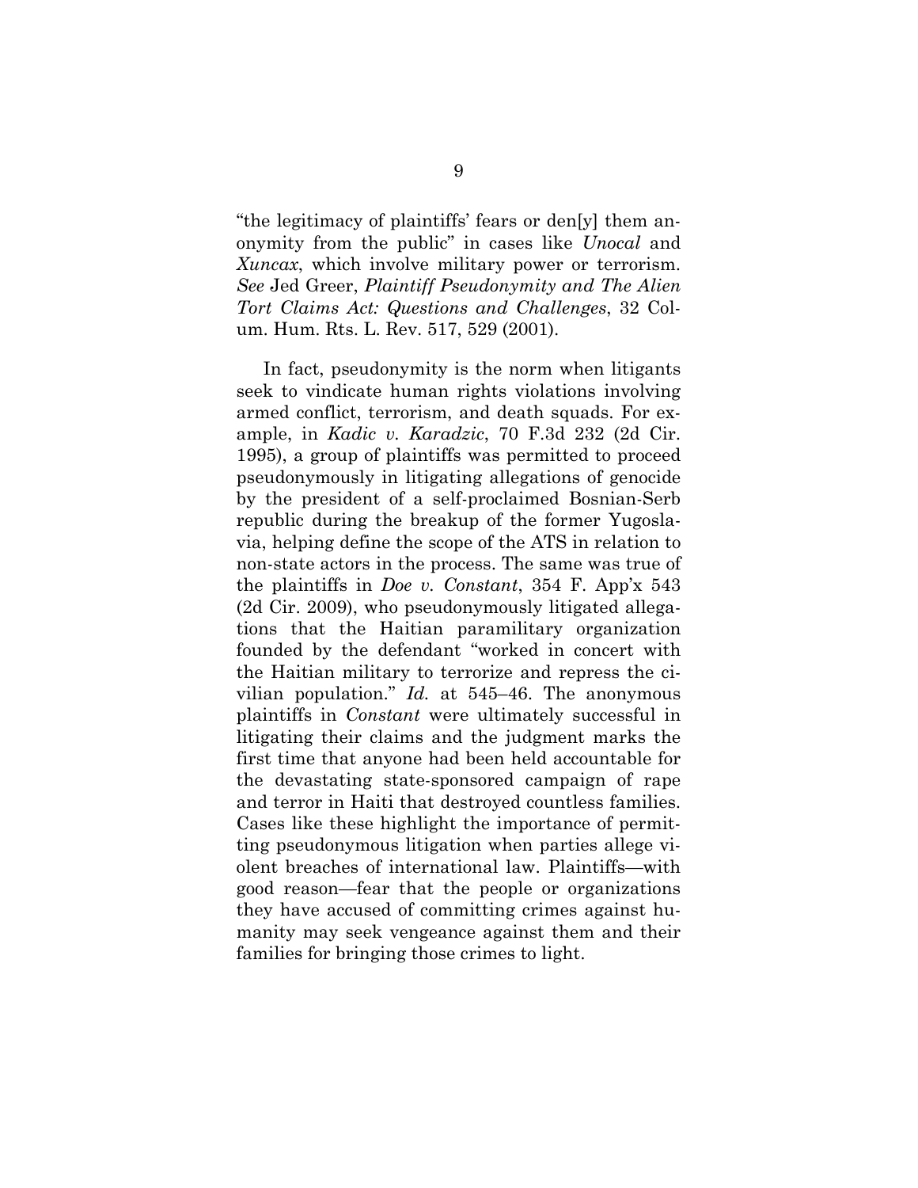"the legitimacy of plaintiffs' fears or den[y] them anonymity from the public" in cases like *Unocal* and *Xuncax*, which involve military power or terrorism. *See* Jed Greer, *Plaintiff Pseudonymity and The Alien Tort Claims Act: Questions and Challenges*, 32 Colum. Hum. Rts. L. Rev. 517, 529 (2001).

In fact, pseudonymity is the norm when litigants seek to vindicate human rights violations involving armed conflict, terrorism, and death squads. For example, in *Kadic v. Karadzic*, 70 F.3d 232 (2d Cir. 1995), a group of plaintiffs was permitted to proceed pseudonymously in litigating allegations of genocide by the president of a self-proclaimed Bosnian-Serb republic during the breakup of the former Yugoslavia, helping define the scope of the ATS in relation to non-state actors in the process. The same was true of the plaintiffs in *Doe v. Constant*, 354 F. App'x 543 (2d Cir. 2009), who pseudonymously litigated allegations that the Haitian paramilitary organization founded by the defendant "worked in concert with the Haitian military to terrorize and repress the civilian population." *Id.* at 545–46. The anonymous plaintiffs in *Constant* were ultimately successful in litigating their claims and the judgment marks the first time that anyone had been held accountable for the devastating state-sponsored campaign of rape and terror in Haiti that destroyed countless families. Cases like these highlight the importance of permitting pseudonymous litigation when parties allege violent breaches of international law. Plaintiffs—with good reason—fear that the people or organizations they have accused of committing crimes against humanity may seek vengeance against them and their families for bringing those crimes to light.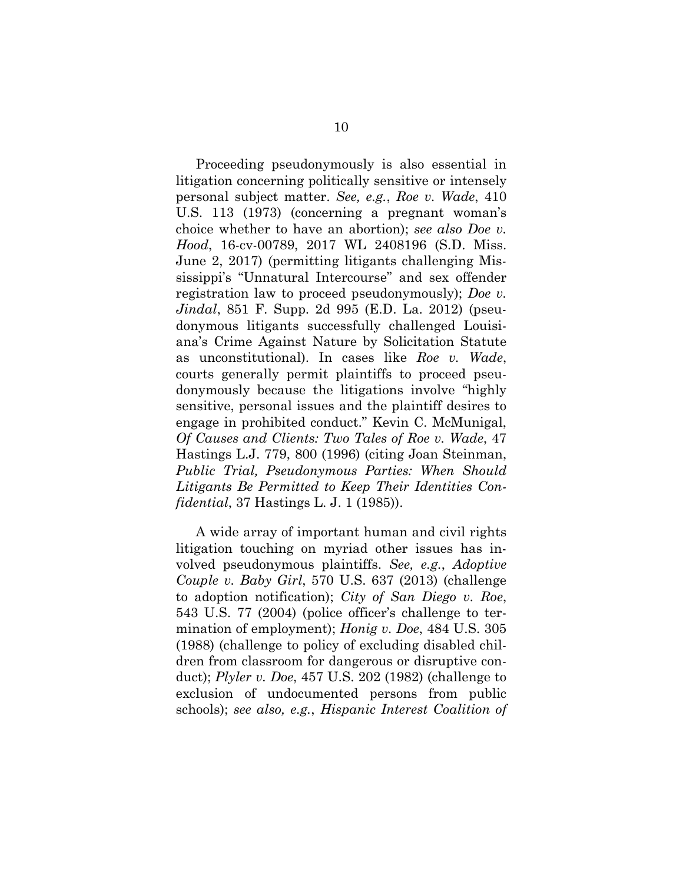Proceeding pseudonymously is also essential in litigation concerning politically sensitive or intensely personal subject matter. *See, e.g.*, *Roe v. Wade*, 410 U.S. 113 (1973) (concerning a pregnant woman's choice whether to have an abortion); *see also Doe v. Hood*, 16-cv-00789, 2017 WL 2408196 (S.D. Miss. June 2, 2017) (permitting litigants challenging Mississippi's "Unnatural Intercourse" and sex offender registration law to proceed pseudonymously); *Doe v. Jindal*, 851 F. Supp. 2d 995 (E.D. La. 2012) (pseudonymous litigants successfully challenged Louisiana's Crime Against Nature by Solicitation Statute as unconstitutional). In cases like *Roe v. Wade*, courts generally permit plaintiffs to proceed pseudonymously because the litigations involve "highly sensitive, personal issues and the plaintiff desires to engage in prohibited conduct." Kevin C. McMunigal, *Of Causes and Clients: Two Tales of Roe v. Wade*, 47 Hastings L.J. 779, 800 (1996) (citing Joan Steinman, *Public Trial, Pseudonymous Parties: When Should Litigants Be Permitted to Keep Their Identities Confidential*, 37 Hastings L. J. 1 (1985)).

A wide array of important human and civil rights litigation touching on myriad other issues has involved pseudonymous plaintiffs. *See, e.g.*, *Adoptive Couple v. Baby Girl*, 570 U.S. 637 (2013) (challenge to adoption notification); *City of San Diego v. Roe*, 543 U.S. 77 (2004) (police officer's challenge to termination of employment); *Honig v. Doe*, 484 U.S. 305 (1988) (challenge to policy of excluding disabled children from classroom for dangerous or disruptive conduct); *Plyler v. Doe*, 457 U.S. 202 (1982) (challenge to exclusion of undocumented persons from public schools); *see also, e.g.*, *Hispanic Interest Coalition of*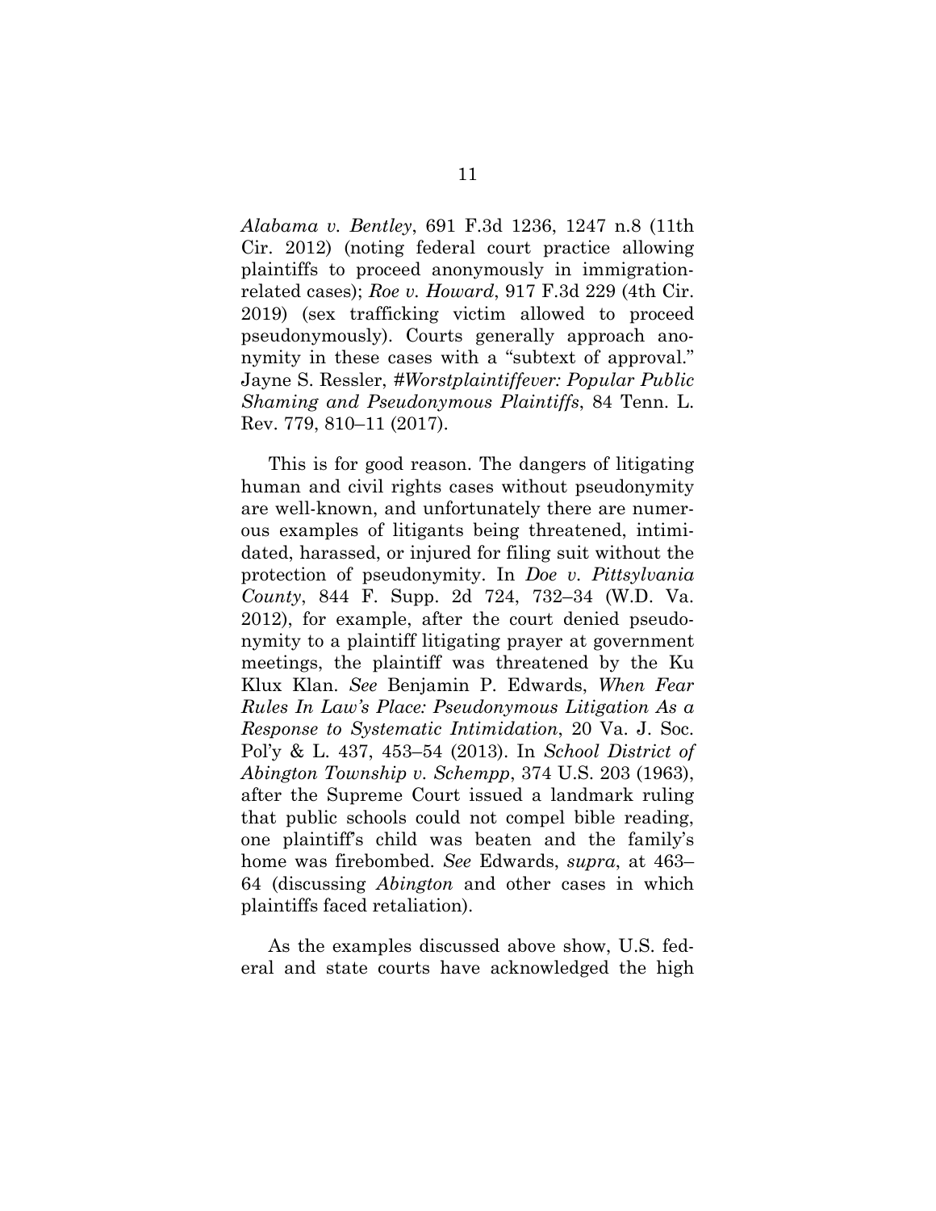*Alabama v. Bentley*, 691 F.3d 1236, 1247 n.8 (11th Cir. 2012) (noting federal court practice allowing plaintiffs to proceed anonymously in immigration-related cases); *Roe v. Howard*, 917 F.3d 229 (4th Cir. 2019) (sex trafficking victim allowed to proceed pseudonymously). Courts generally approach anonymity in these cases with a "subtext of approval." Jayne S. Ressler, *#Worstplaintiffever: Popular Public Shaming and Pseudonymous Plaintiffs*, 84 Tenn. L. Rev. 779, 810–11 (2017).

This is for good reason. The dangers of litigating human and civil rights cases without pseudonymity are well-known, and unfortunately there are numerous examples of litigants being threatened, intimidated, harassed, or injured for filing suit without the protection of pseudonymity. In *Doe v. Pittsylvania County*, 844 F. Supp. 2d 724, 732–34 (W.D. Va. 2012), for example, after the court denied pseudonymity to a plaintiff litigating prayer at government meetings, the plaintiff was threatened by the Ku Klux Klan. *See* Benjamin P. Edwards, *When Fear Rules In Law's Place: Pseudonymous Litigation As a Response to Systematic Intimidation*, 20 Va. J. Soc. Pol'y & L. 437, 453–54 (2013). In *School District of Abington Township v. Schempp*, 374 U.S. 203 (1963), after the Supreme Court issued a landmark ruling that public schools could not compel bible reading, one plaintiff's child was beaten and the family's home was firebombed. *See* Edwards, *supra*, at 463–64 (discussing *Abington* and other cases in which plaintiffs faced retaliation).

As the examples discussed above show, U.S. federal and state courts have acknowledged the high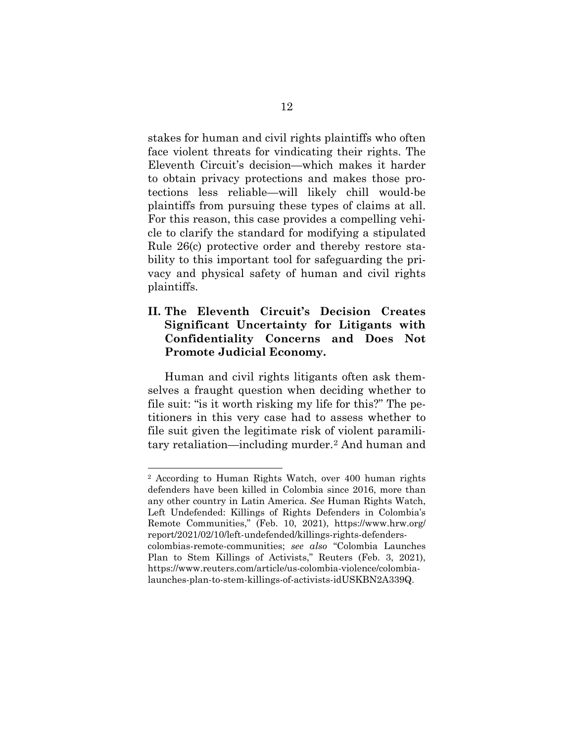stakes for human and civil rights plaintiffs who often face violent threats for vindicating their rights. The Eleventh Circuit's decision—which makes it harder to obtain privacy protections and makes those protections less reliable—will likely chill would-be plaintiffs from pursuing these types of claims at all. For this reason, this case provides a compelling vehicle to clarify the standard for modifying a stipulated Rule 26(c) protective order and thereby restore stability to this important tool for safeguarding the privacy and physical safety of human and civil rights plaintiffs.

## II. The Eleventh Circuit's Decision Creates Significant Uncertainty for Litigants with Confidentiality Concerns and Does Not Promote Judicial Economy.

Human and civil rights litigants often ask themselves a fraught question when deciding whether to file suit: "is it worth risking my life for this?" The petitioners in this very case had to assess whether to file suit given the legitimate risk of violent paramilitary retaliation—including murder.[2] And human and

---

[2] According to Human Rights Watch, over 400 human rights defenders have been killed in Colombia since 2016, more than any other country in Latin America. *See* Human Rights Watch, Left Undefended: Killings of Rights Defenders in Colombia's Remote Communities," (Feb. 10, 2021), https://www.hrw.org/report/2021/02/10/left-undefended/killings-rights-defenders-colombias-remote-communities; *see also* "Colombia Launches Plan to Stem Killings of Activists," Reuters (Feb. 3, 2021), https://www.reuters.com/article/us-colombia-violence/colombia-launches-plan-to-stem-killings-of-activists-idUSKBN2A339Q.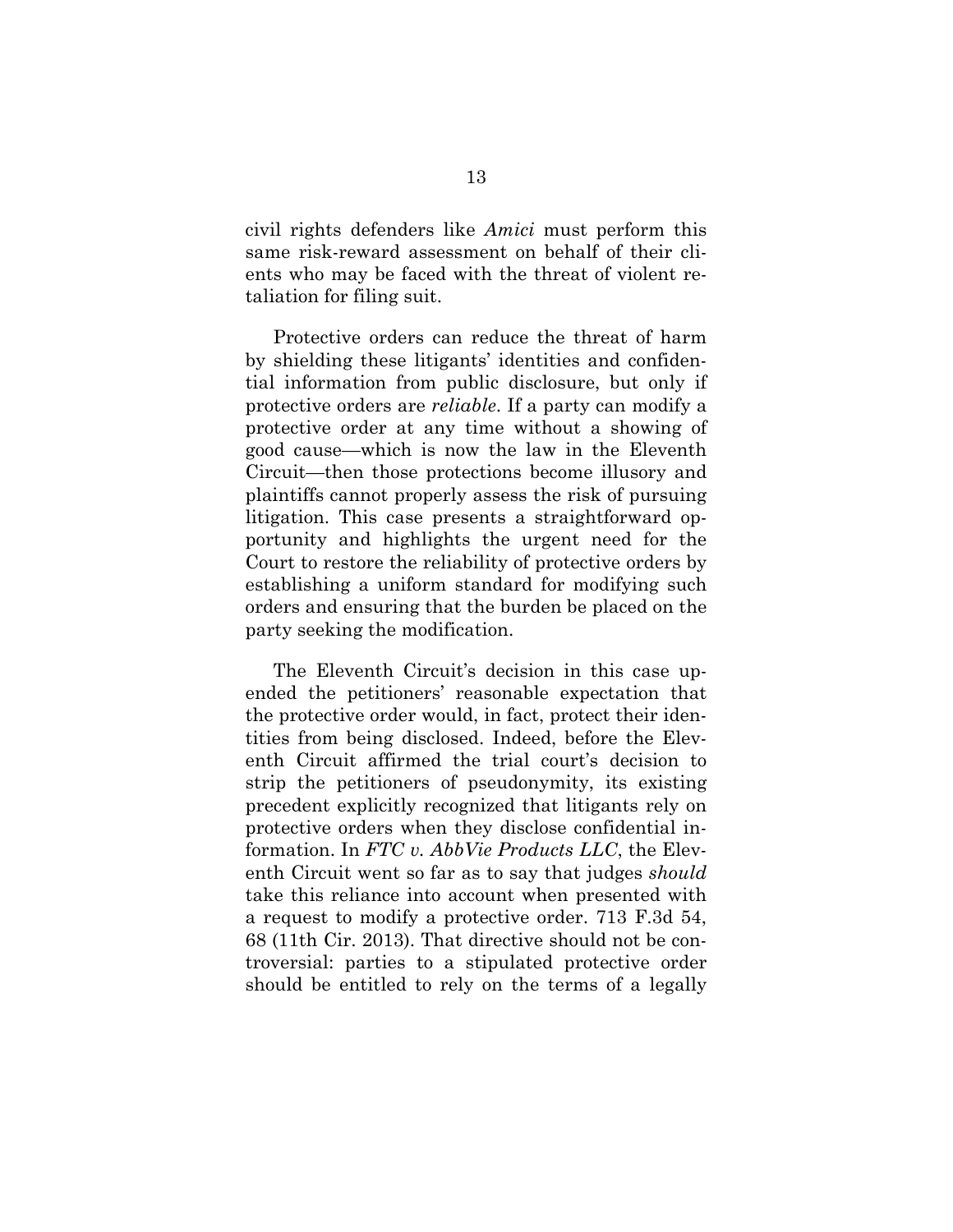civil rights defenders like *Amici* must perform this same risk-reward assessment on behalf of their clients who may be faced with the threat of violent retaliation for filing suit.

Protective orders can reduce the threat of harm by shielding these litigants' identities and confidential information from public disclosure, but only if protective orders are *reliable*. If a party can modify a protective order at any time without a showing of good cause—which is now the law in the Eleventh Circuit—then those protections become illusory and plaintiffs cannot properly assess the risk of pursuing litigation. This case presents a straightforward opportunity and highlights the urgent need for the Court to restore the reliability of protective orders by establishing a uniform standard for modifying such orders and ensuring that the burden be placed on the party seeking the modification.

The Eleventh Circuit's decision in this case upended the petitioners' reasonable expectation that the protective order would, in fact, protect their identities from being disclosed. Indeed, before the Eleventh Circuit affirmed the trial court's decision to strip the petitioners of pseudonymity, its existing precedent explicitly recognized that litigants rely on protective orders when they disclose confidential information. In *FTC v. AbbVie Products LLC*, the Eleventh Circuit went so far as to say that judges *should* take this reliance into account when presented with a request to modify a protective order. 713 F.3d 54, 68 (11th Cir. 2013). That directive should not be controversial: parties to a stipulated protective order should be entitled to rely on the terms of a legally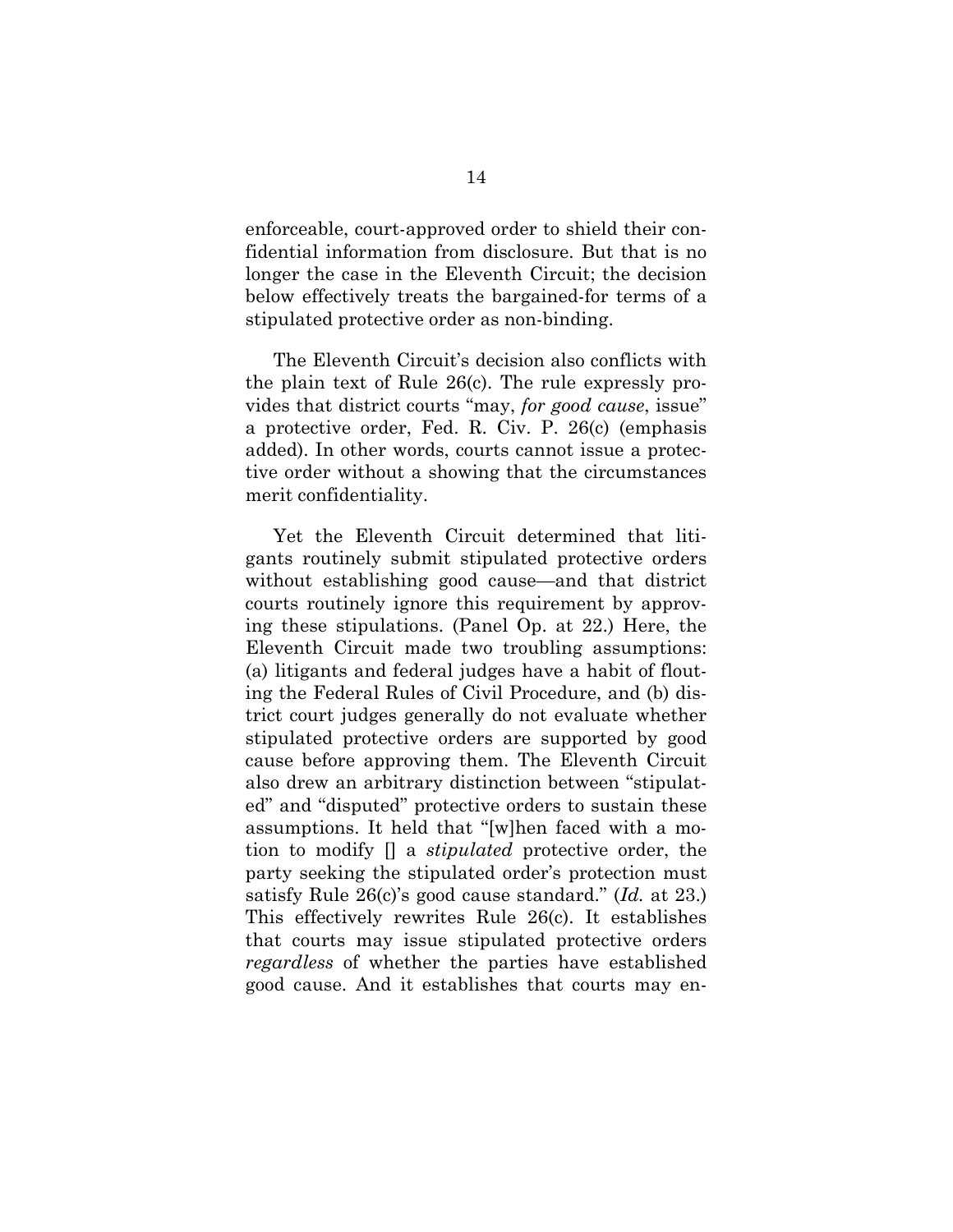enforceable, court-approved order to shield their confidential information from disclosure. But that is no longer the case in the Eleventh Circuit; the decision below effectively treats the bargained-for terms of a stipulated protective order as non-binding.

The Eleventh Circuit's decision also conflicts with the plain text of Rule 26(c). The rule expressly provides that district courts "may, *for good cause*, issue" a protective order, Fed. R. Civ. P. 26(c) (emphasis added). In other words, courts cannot issue a protective order without a showing that the circumstances merit confidentiality.

Yet the Eleventh Circuit determined that litigants routinely submit stipulated protective orders without establishing good cause—and that district courts routinely ignore this requirement by approving these stipulations. (Panel Op. at 22.) Here, the Eleventh Circuit made two troubling assumptions: (a) litigants and federal judges have a habit of flouting the Federal Rules of Civil Procedure, and (b) district court judges generally do not evaluate whether stipulated protective orders are supported by good cause before approving them. The Eleventh Circuit also drew an arbitrary distinction between "stipulated" and "disputed" protective orders to sustain these assumptions. It held that "[w]hen faced with a motion to modify [] a *stipulated* protective order, the party seeking the stipulated order's protection must satisfy Rule 26(c)'s good cause standard." (*Id.* at 23.) This effectively rewrites Rule 26(c). It establishes that courts may issue stipulated protective orders *regardless* of whether the parties have established good cause. And it establishes that courts may en-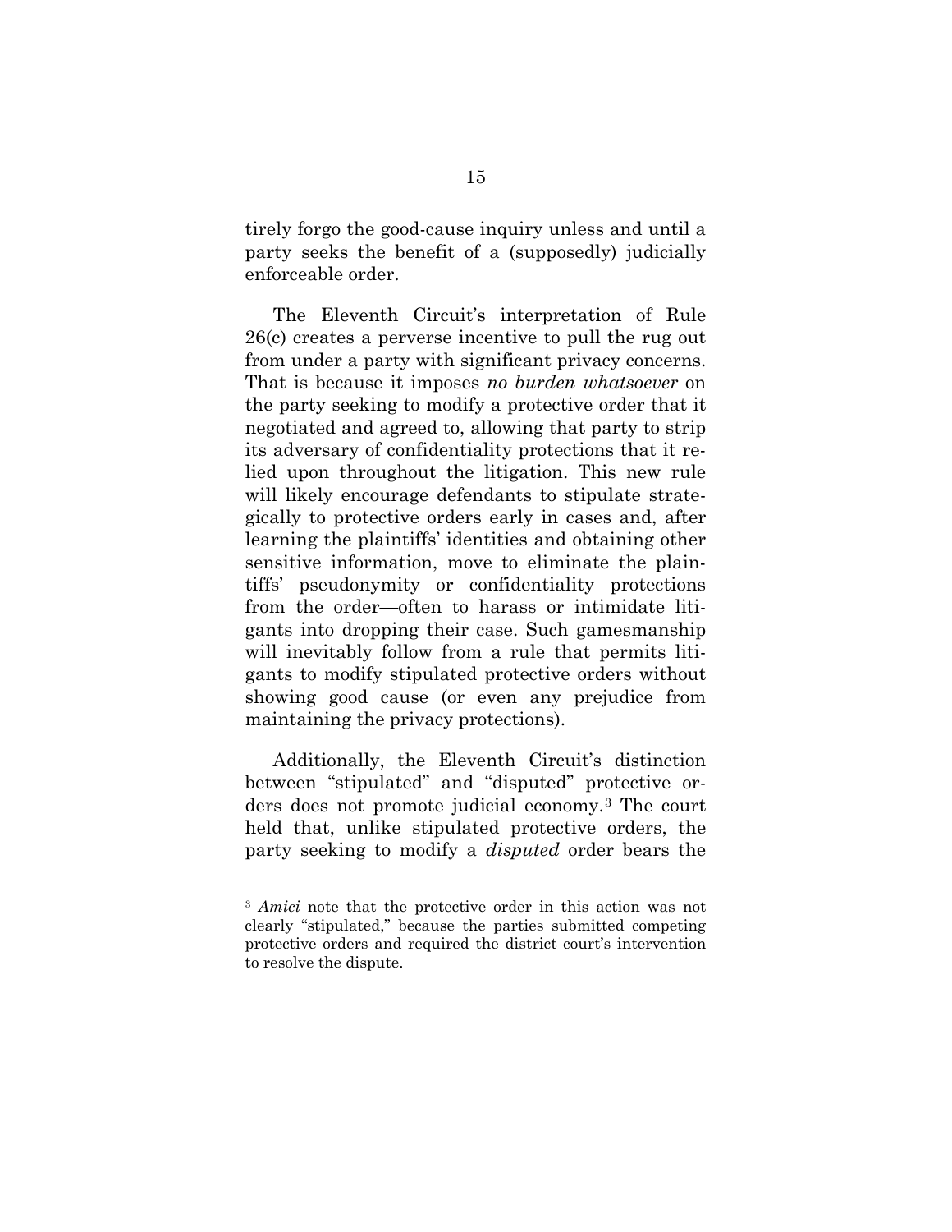tirely forgo the good-cause inquiry unless and until a party seeks the benefit of a (supposedly) judicially enforceable order.

The Eleventh Circuit's interpretation of Rule 26(c) creates a perverse incentive to pull the rug out from under a party with significant privacy concerns. That is because it imposes *no burden whatsoever* on the party seeking to modify a protective order that it negotiated and agreed to, allowing that party to strip its adversary of confidentiality protections that it relied upon throughout the litigation. This new rule will likely encourage defendants to stipulate strategically to protective orders early in cases and, after learning the plaintiffs' identities and obtaining other sensitive information, move to eliminate the plaintiffs' pseudonymity or confidentiality protections from the order—often to harass or intimidate litigants into dropping their case. Such gamesmanship will inevitably follow from a rule that permits litigants to modify stipulated protective orders without showing good cause (or even any prejudice from maintaining the privacy protections).

Additionally, the Eleventh Circuit's distinction between "stipulated" and "disputed" protective orders does not promote judicial economy.[3] The court held that, unlike stipulated protective orders, the party seeking to modify a *disputed* order bears the

[3] *Amici* note that the protective order in this action was not clearly "stipulated," because the parties submitted competing protective orders and required the district court's intervention to resolve the dispute.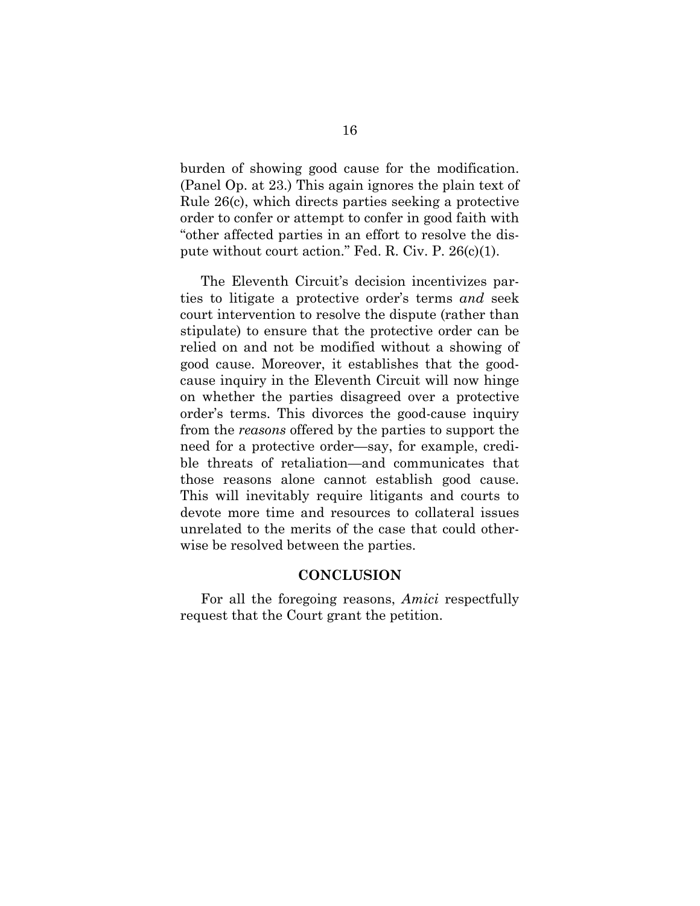burden of showing good cause for the modification. (Panel Op. at 23.) This again ignores the plain text of Rule 26(c), which directs parties seeking a protective order to confer or attempt to confer in good faith with "other affected parties in an effort to resolve the dispute without court action." Fed. R. Civ. P. 26(c)(1).

The Eleventh Circuit's decision incentivizes parties to litigate a protective order's terms *and* seek court intervention to resolve the dispute (rather than stipulate) to ensure that the protective order can be relied on and not be modified without a showing of good cause. Moreover, it establishes that the good-cause inquiry in the Eleventh Circuit will now hinge on whether the parties disagreed over a protective order's terms. This divorces the good-cause inquiry from the *reasons* offered by the parties to support the need for a protective order—say, for example, credible threats of retaliation—and communicates that those reasons alone cannot establish good cause. This will inevitably require litigants and courts to devote more time and resources to collateral issues unrelated to the merits of the case that could otherwise be resolved between the parties.

## CONCLUSION

For all the foregoing reasons, *Amici* respectfully request that the Court grant the petition.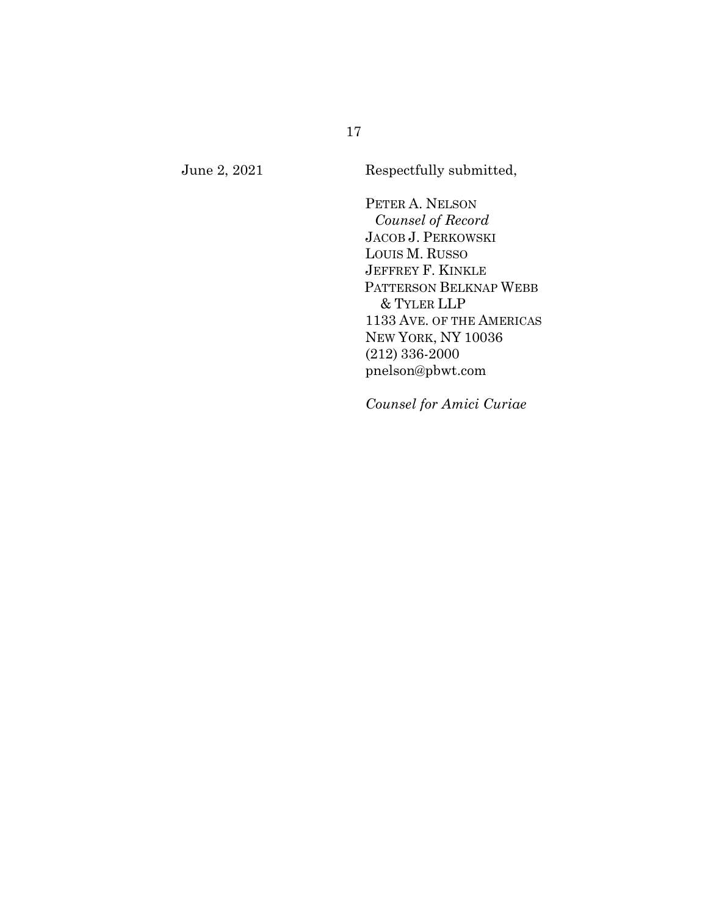June 2, 2021

Respectfully submitted,

PETER A. NELSON
*Counsel of Record*
JACOB J. PERKOWSKI
LOUIS M. RUSSO
JEFFREY F. KINKLE
PATTERSON BELKNAP WEBB
& TYLER LLP
1133 AVE. OF THE AMERICAS
NEW YORK, NY 10036
(212) 336-2000
pnelson@pbwt.com

*Counsel for Amici Curiae*